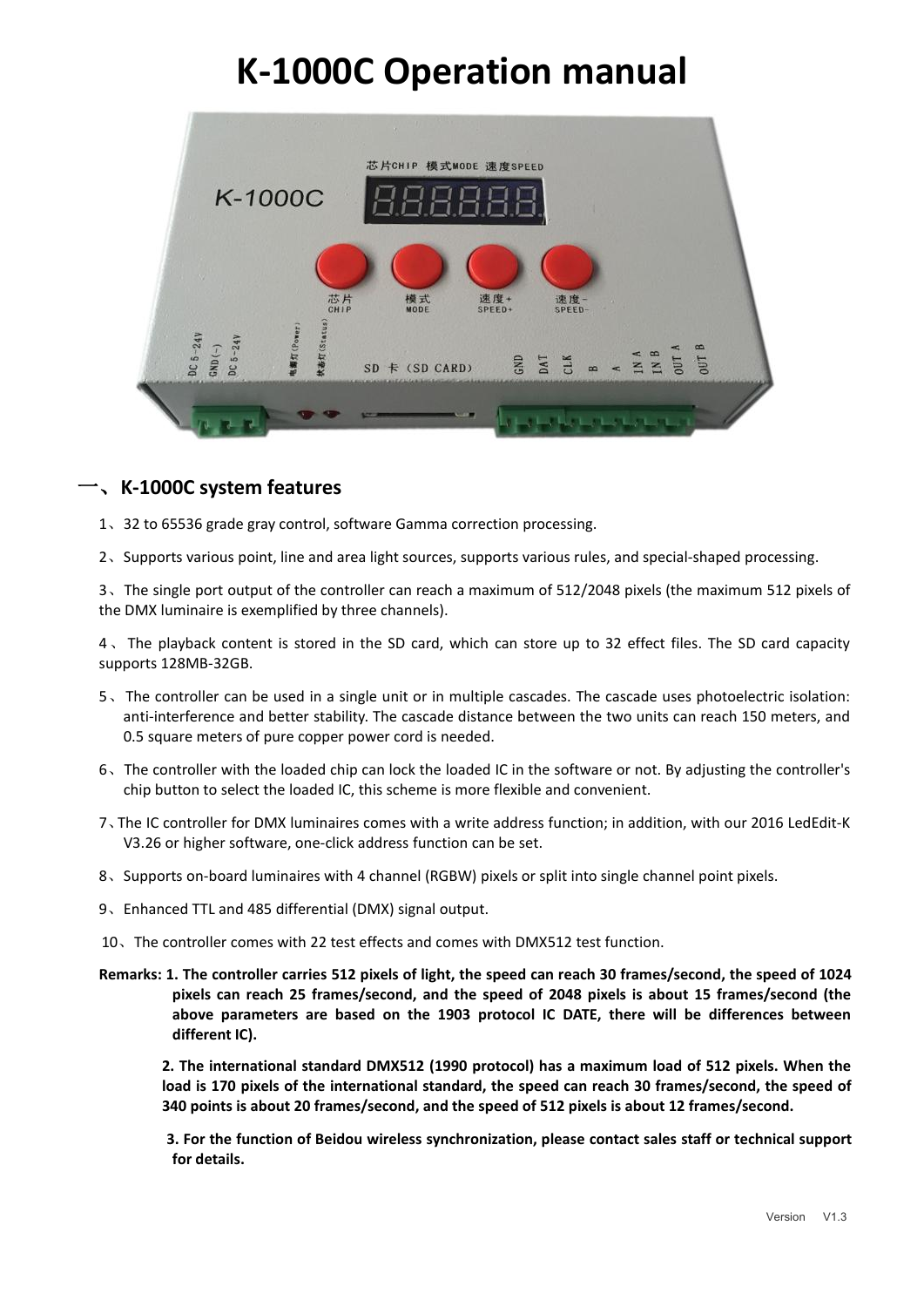# K-1000C Operation manual

## 一、K-1000C system features

1、32 to 65536 grade gray control, software Gamma correction processing.

2、Supports various point, line and area light sources, supports various rules, and special-shaped processing.

3、The single port output of the controller can reach a maximum of 512/2048 pixels (the maximum 512 pixels of the DMX luminaire is exemplified by three channels).

4、The playback content is stored in the SD card, which can store up to 32 effect files. The SD card capacity supports 128MB-32GB.

5、The controller can be used in a single unit or in multiple cascades. The cascade uses photoelectric isolation: anti-interference and better stability. The cascade distance between the two units can reach 150 meters, and 0.5 square meters of pure copper power cord is needed.

6、The controller with the loaded chip can lock the loaded IC in the software or not. By adjusting the controller's chip button to select the loaded IC, this scheme is more flexible and convenient.

7、The IC controller for DMX luminaires comes with a write address function; in addition, with our 2016 LedEdit-K V3.26 or higher software, one-click address function can be set.

8、Supports on-board luminaires with 4 channel (RGBW) pixels or split into single channel point pixels.

9、Enhanced TTL and 485 differential (DMX) signal output.

10、The controller comes with 22 test effects and comes with DMX512 test function.

**Remarks: 1. The controller carries 512 pixels of light, the speed can reach 30 frames/second, the speed of 1024 pixels can reach 25 frames/second, and the speed of 2048 pixels is about 15 frames/second (the above parameters are based on the 1903 protocol IC DATE, there will be differences between different IC).**

**2. The international standard DMX512 (1990 protocol) has a maximum load of 512 pixels. When the load is 170 pixels of the international standard, the speed can reach 30 frames/second, the speed of 340 points is about 20 frames/second, and the speed of 512 pixels is about 12 frames/second.**

**3. For the function of Beidou wireless synchronization, please contact sales staff or technical support for details.**

Version V1.3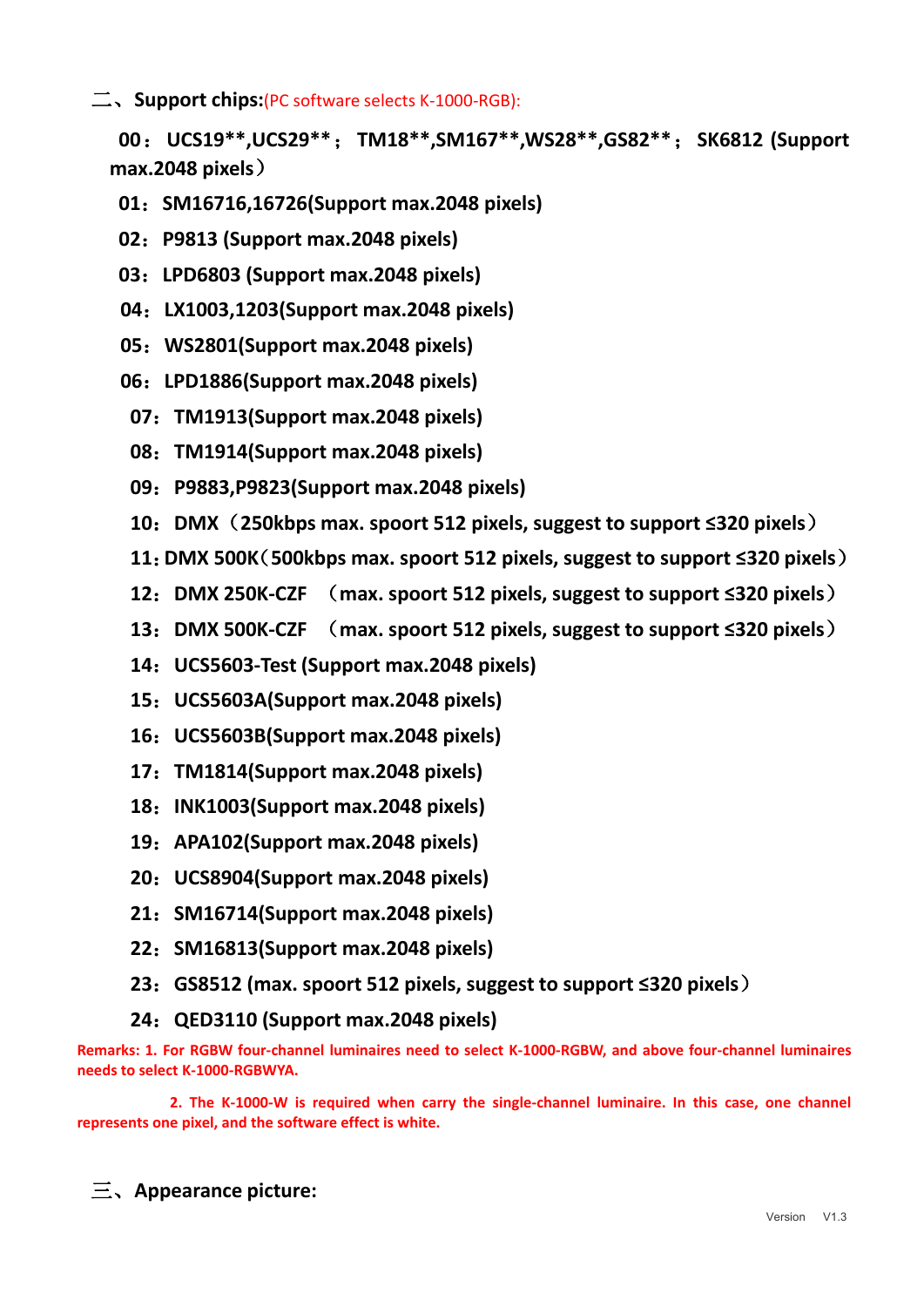## 二、Support chips:(PC software selects K-1000-RGB):

**00：UCS19**,UCS29**；TM18**,SM167**,WS28**,GS82**；SK6812 (Support max.2048 pixels）**

**01：SM16716,16726(Support max.2048 pixels)**

**02：P9813 (Support max.2048 pixels)**

**03：LPD6803 (Support max.2048 pixels)**

**04：LX1003,1203(Support max.2048 pixels)**

**05：WS2801(Support max.2048 pixels)**

**06：LPD1886(Support max.2048 pixels)**

**07：TM1913(Support max.2048 pixels)**

**08：TM1914(Support max.2048 pixels)**

**09：P9883,P9823(Support max.2048 pixels)**

**10：DMX（250kbps max. spoort 512 pixels, suggest to support ≤320 pixels）**

**11：DMX 500K（500kbps max. spoort 512 pixels, suggest to support ≤320 pixels）**

**12：DMX 250K-CZF （max. spoort 512 pixels, suggest to support ≤320 pixels）**

**13：DMX 500K-CZF （max. spoort 512 pixels, suggest to support ≤320 pixels）**

**14：UCS5603-Test (Support max.2048 pixels)**

**15：UCS5603A(Support max.2048 pixels)**

**16：UCS5603B(Support max.2048 pixels)**

**17：TM1814(Support max.2048 pixels)**

**18：INK1003(Support max.2048 pixels)**

**19：APA102(Support max.2048 pixels)**

**20：UCS8904(Support max.2048 pixels)**

**21：SM16714(Support max.2048 pixels)**

**22：SM16813(Support max.2048 pixels)**

**23：GS8512 (max. spoort 512 pixels, suggest to support ≤320 pixels）**

**24：QED3110 (Support max.2048 pixels)**

**Remarks: 1. For RGBW four-channel luminaires need to select K-1000-RGBW, and above four-channel luminaires needs to select K-1000-RGBWYA.**

**2. The K-1000-W is required when carry the single-channel luminaire. In this case, one channel represents one pixel, and the software effect is white.**

## 三、Appearance picture: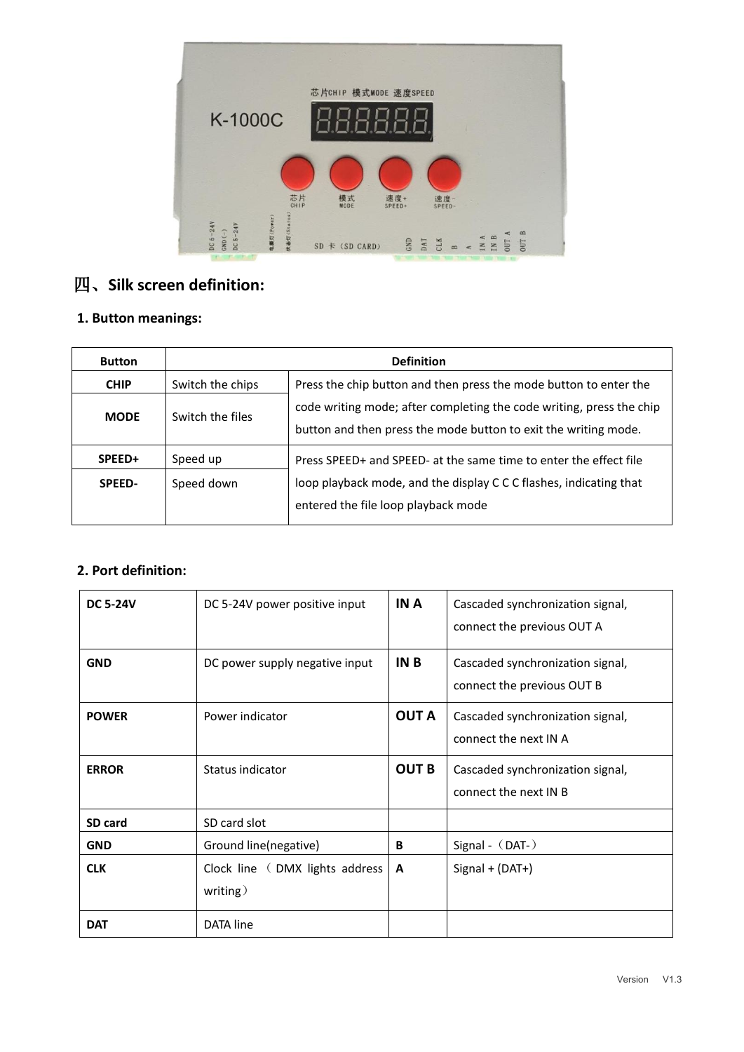## 四、Silk screen definition:

### 1. Button meanings:

| Button | Definition | |
|---|---|---|
| CHIP | Switch the chips | Press the chip button and then press the mode button to enter the code writing mode; after completing the code writing, press the chip button and then press the mode button to exit the writing mode. |
| MODE | Switch the files | |
| SPEED+ | Speed up | Press SPEED+ and SPEED- at the same time to enter the effect file loop playback mode, and the display C C C flashes, indicating that entered the file loop playback mode |
| SPEED- | Speed down | |

### 2. Port definition:

| | | | |
|---|---|---|---|
| **DC 5-24V** | DC 5-24V power positive input | **IN A** | Cascaded synchronization signal, connect the previous OUT A |
| **GND** | DC power supply negative input | **IN B** | Cascaded synchronization signal, connect the previous OUT B |
| **POWER** | Power indicator | **OUT A** | Cascaded synchronization signal, connect the next IN A |
| **ERROR** | Status indicator | **OUT B** | Cascaded synchronization signal, connect the next IN B |
| **SD card** | SD card slot | | |
| **GND** | Ground line(negative) | **B** | Signal -（DAT-） |
| **CLK** | Clock line （ DMX lights address writing） | **A** | Signal + (DAT+) |
| **DAT** | DATA line | | |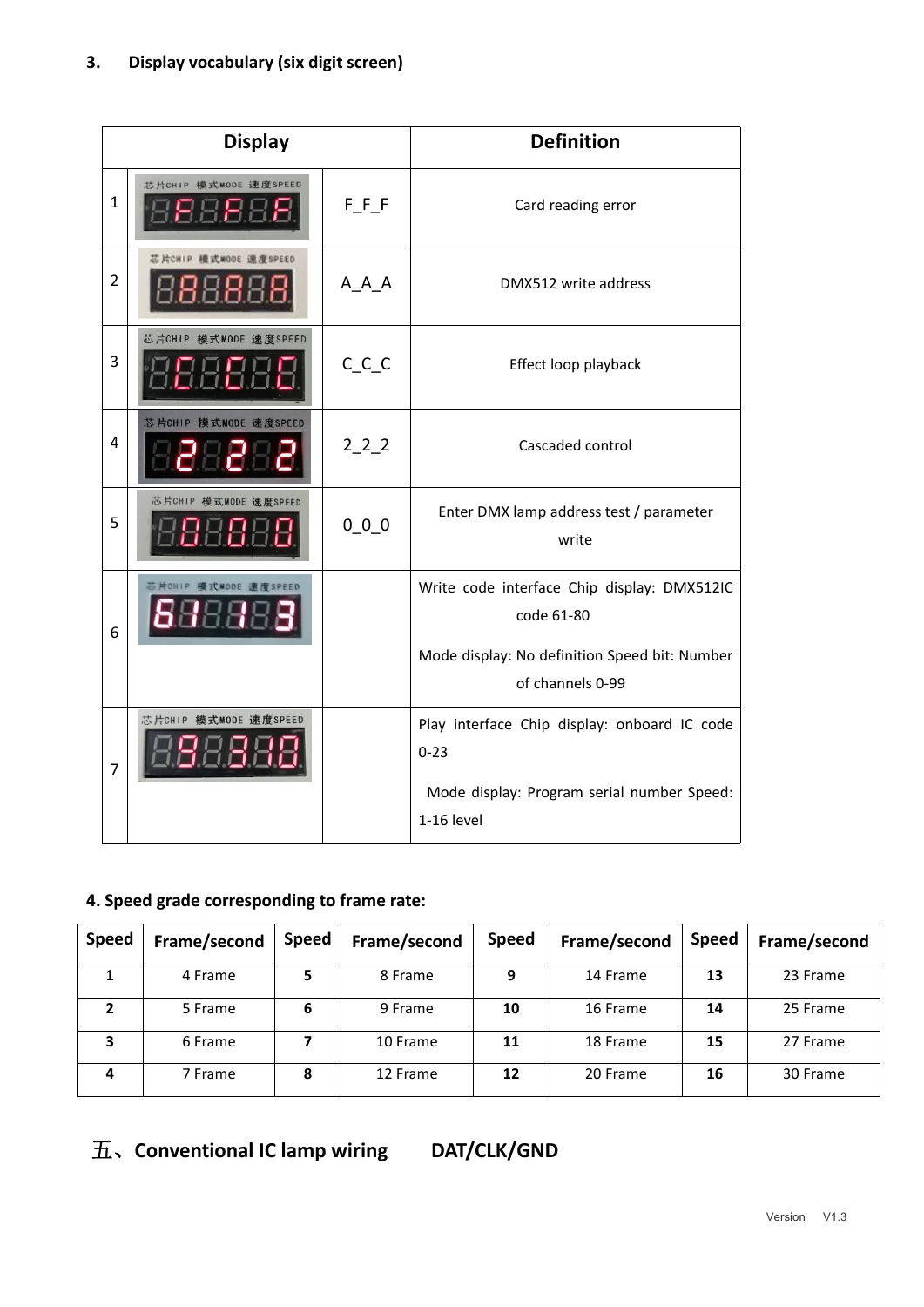### 3. Display vocabulary (six digit screen)

| Display | | | Definition |
|---|---|---|---|
| 1 | | F_F_F | Card reading error |
| 2 | | A_A_A | DMX512 write address |
| 3 | | C_C_C | Effect loop playback |
| 4 | | 2_2_2 | Cascaded control |
| 5 | | 0_0_0 | Enter DMX lamp address test / parameter write |
| 6 | | | Write code interface Chip display: DMX512IC code 61-80<br><br>Mode display: No definition Speed bit: Number of channels 0-99 |
| 7 | | | Play interface Chip display: onboard IC code 0-23<br><br>Mode display: Program serial number Speed: 1-16 level |

### 4. Speed grade corresponding to frame rate:

| Speed | Frame/second | Speed | Frame/second | Speed | Frame/second | Speed | Frame/second |
|---|---|---|---|---|---|---|---|
| **1** | 4 Frame | **5** | 8 Frame | **9** | 14 Frame | **13** | 23 Frame |
| **2** | 5 Frame | **6** | 9 Frame | **10** | 16 Frame | **14** | 25 Frame |
| **3** | 6 Frame | **7** | 10 Frame | **11** | 18 Frame | **15** | 27 Frame |
| **4** | 7 Frame | **8** | 12 Frame | **12** | 20 Frame | **16** | 30 Frame |

## 五、Conventional IC lamp wiring DAT/CLK/GND

Version V1.3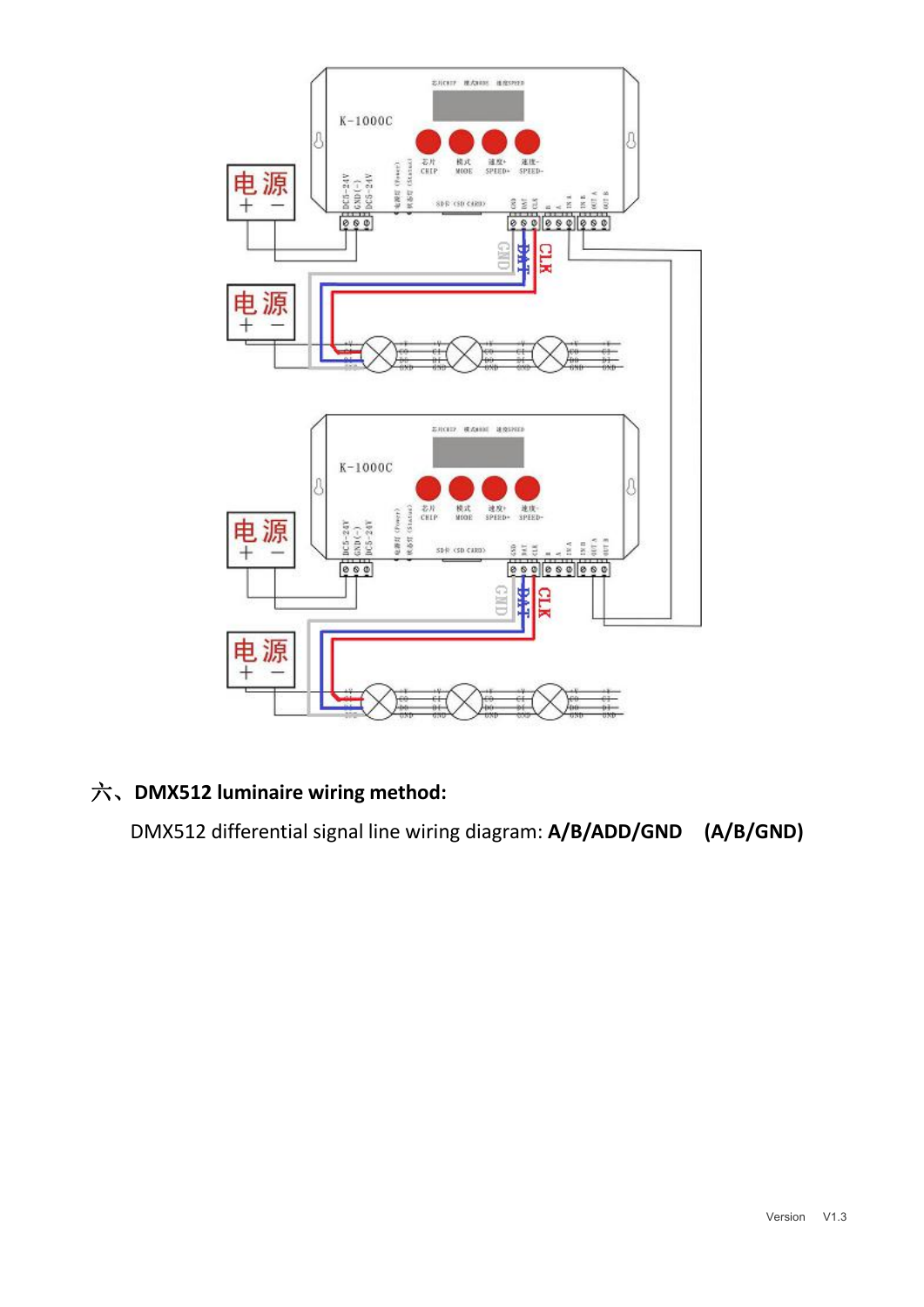六、**DMX512 luminaire wiring method:**

DMX512 differential signal line wiring diagram: **A/B/ADD/GND (A/B/GND)**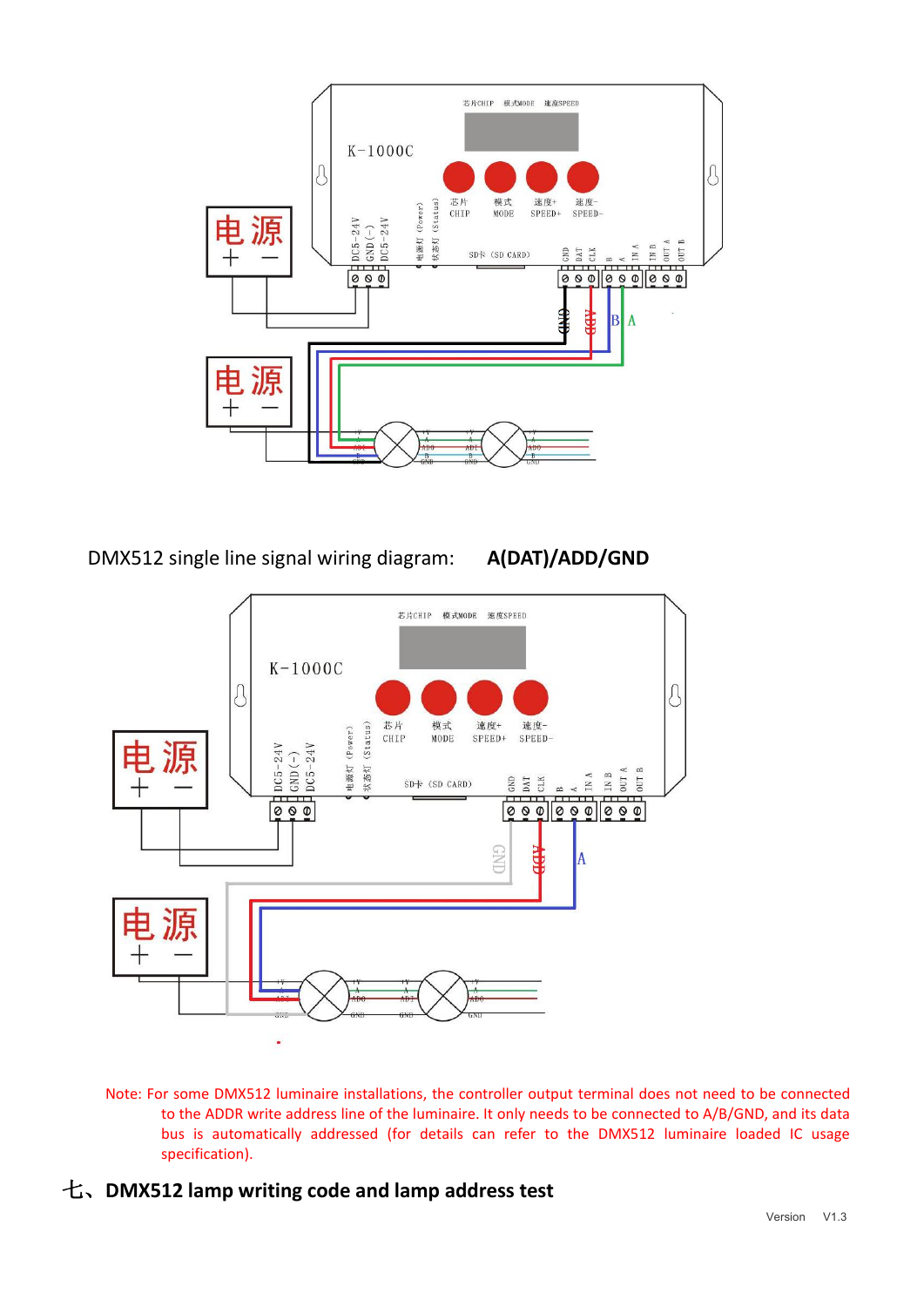DMX512 single line signal wiring diagram: **A(DAT)/ADD/GND**

Note: For some DMX512 luminaire installations, the controller output terminal does not need to be connected to the ADDR write address line of the luminaire. It only needs to be connected to A/B/GND, and its data bus is automatically addressed (for details can refer to the DMX512 luminaire loaded IC usage specification).

## 七、DMX512 lamp writing code and lamp address test

Version V1.3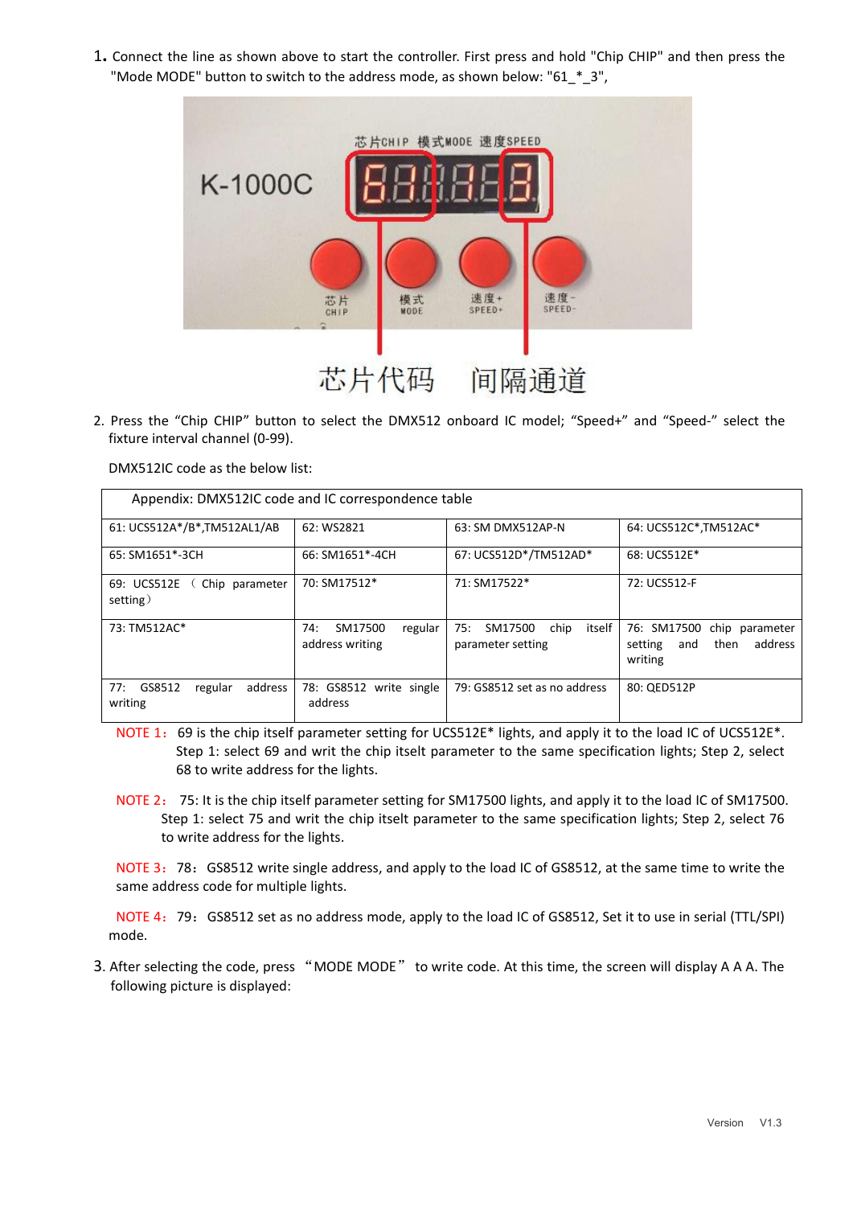1. Connect the line as shown above to start the controller. First press and hold "Chip CHIP" and then press the "Mode MODE" button to switch to the address mode, as shown below: "61_*_3",

芯片代码　　间隔通道

2. Press the “Chip CHIP” button to select the DMX512 onboard IC model; “Speed+” and “Speed-” select the fixture interval channel (0-99).

DMX512IC code as the below list:

| Appendix: DMX512IC code and IC correspondence table | | | |
|---|---|---|---|
| 61: UCS512A*/B*,TM512AL1/AB | 62: WS2821 | 63: SM DMX512AP-N | 64: UCS512C*,TM512AC* |
| 65: SM1651*-3CH | 66: SM1651*-4CH | 67: UCS512D*/TM512AD* | 68: UCS512E* |
| 69: UCS512E （Chip parameter setting） | 70: SM17512* | 71: SM17522* | 72: UCS512-F |
| 73: TM512AC* | 74: SM17500 regular address writing | 75: SM17500 chip itself parameter setting | 76: SM17500 chip parameter setting and then address writing |
| 77: GS8512 regular address writing | 78: GS8512 write single address | 79: GS8512 set as no address | 80: QED512P |

NOTE 1： 69 is the chip itself parameter setting for UCS512E* lights, and apply it to the load IC of UCS512E*. Step 1: select 69 and writ the chip itselt parameter to the same specification lights; Step 2, select 68 to write address for the lights.

NOTE 2： 75: It is the chip itself parameter setting for SM17500 lights, and apply it to the load IC of SM17500. Step 1: select 75 and writ the chip itselt parameter to the same specification lights; Step 2, select 76 to write address for the lights.

NOTE 3： 78：GS8512 write single address, and apply to the load IC of GS8512, at the same time to write the same address code for multiple lights.

NOTE 4： 79：GS8512 set as no address mode, apply to the load IC of GS8512, Set it to use in serial (TTL/SPI) mode.

3. After selecting the code, press “MODE MODE” to write code. At this time, the screen will display A A A. The following picture is displayed: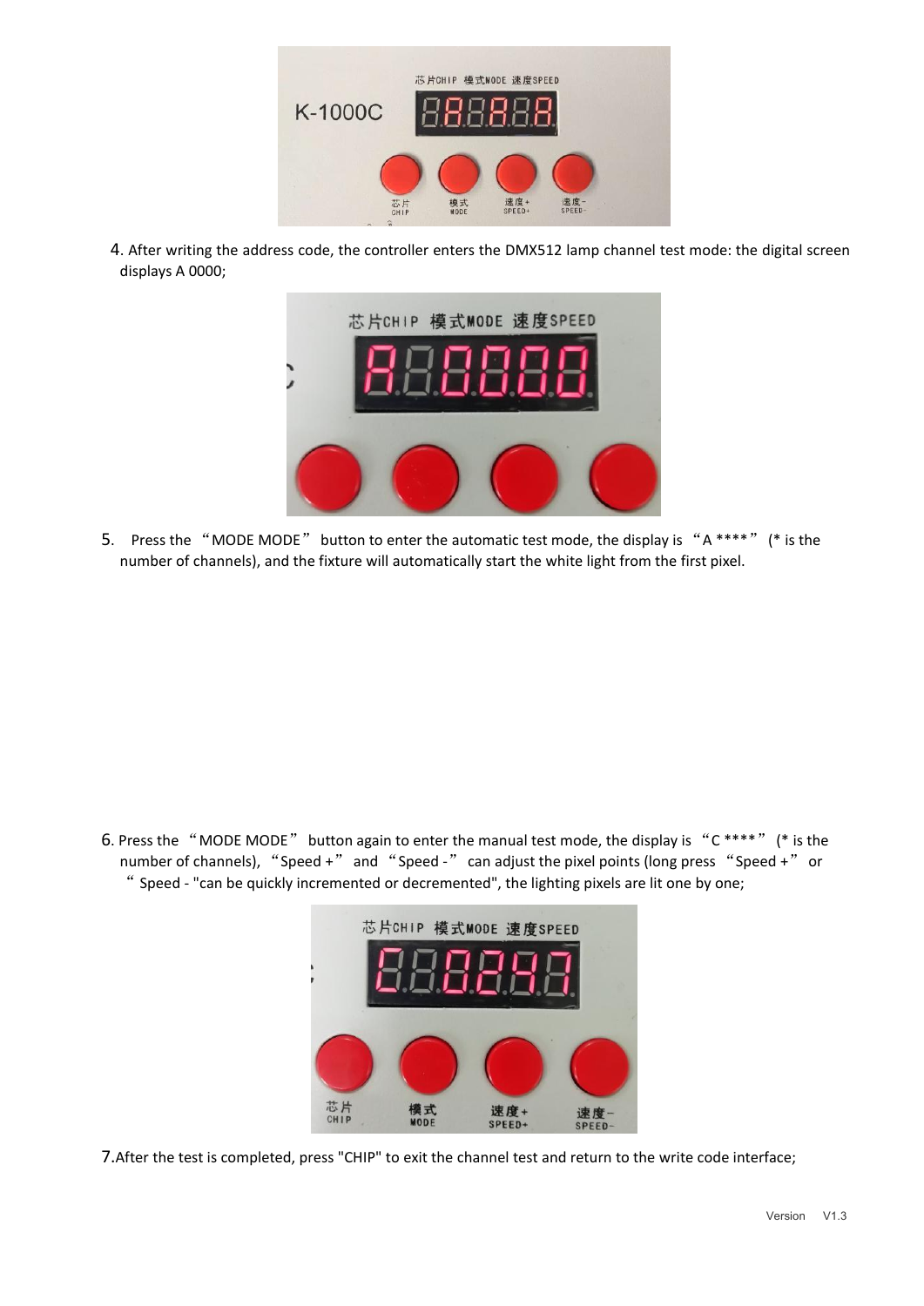4. After writing the address code, the controller enters the DMX512 lamp channel test mode: the digital screen displays A 0000;

5. Press the “MODE MODE” button to enter the automatic test mode, the display is “A ****” (* is the number of channels), and the fixture will automatically start the white light from the first pixel.

6. Press the “MODE MODE” button again to enter the manual test mode, the display is “C ****” (* is the number of channels), “Speed +” and “Speed -” can adjust the pixel points (long press “Speed +” or “Speed - "can be quickly incremented or decremented", the lighting pixels are lit one by one;

7. After the test is completed, press "CHIP" to exit the channel test and return to the write code interface;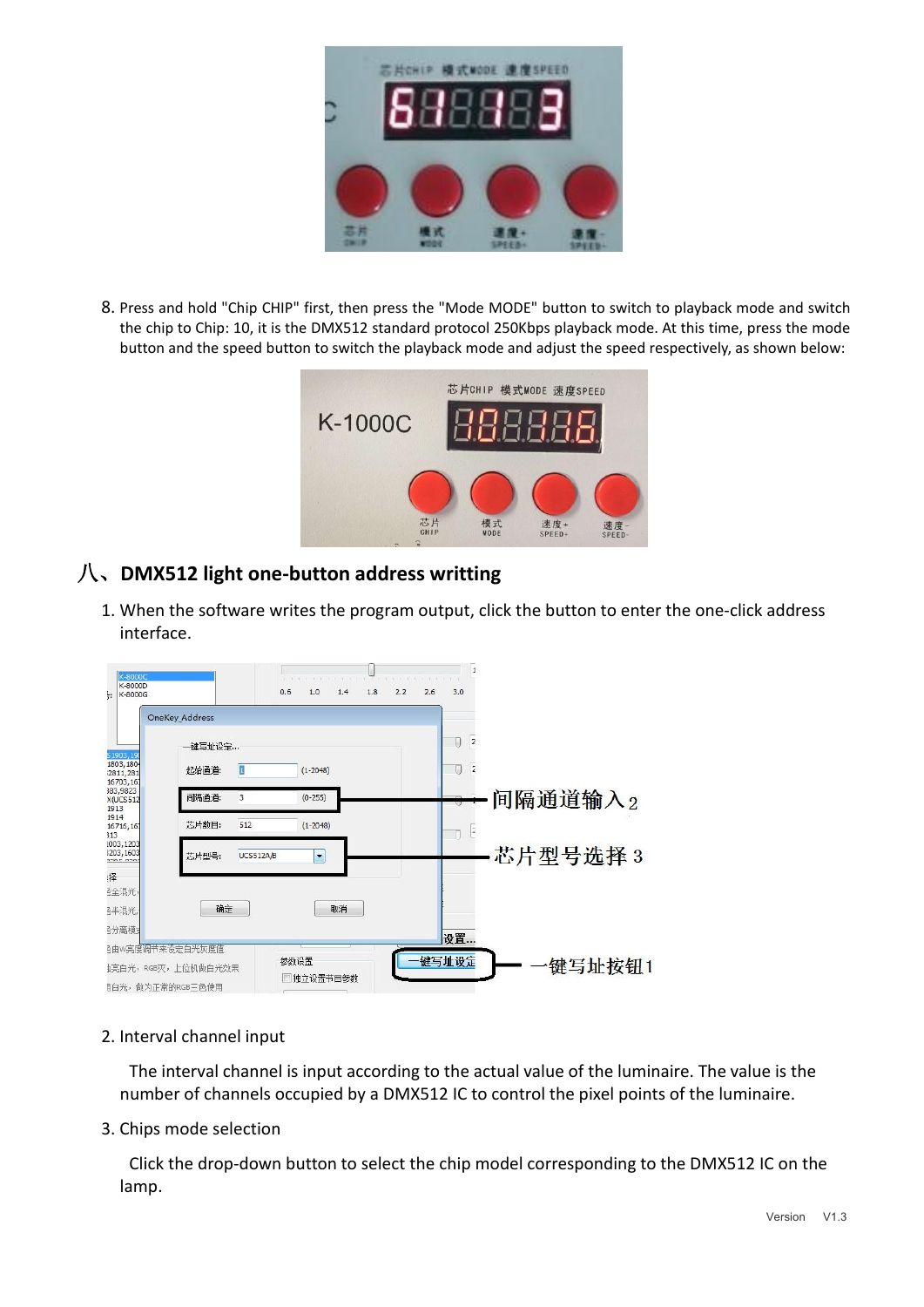8. Press and hold "Chip CHIP" first, then press the "Mode MODE" button to switch to playback mode and switch the chip to Chip: 10, it is the DMX512 standard protocol 250Kbps playback mode. At this time, press the mode button and the speed button to switch the playback mode and adjust the speed respectively, as shown below:

## 八、DMX512 light one-button address writting

1. When the software writes the program output, click the button to enter the one-click address interface.

2. Interval channel input

The interval channel is input according to the actual value of the luminaire. The value is the number of channels occupied by a DMX512 IC to control the pixel points of the luminaire.

3. Chips mode selection

Click the drop-down button to select the chip model corresponding to the DMX512 IC on the lamp.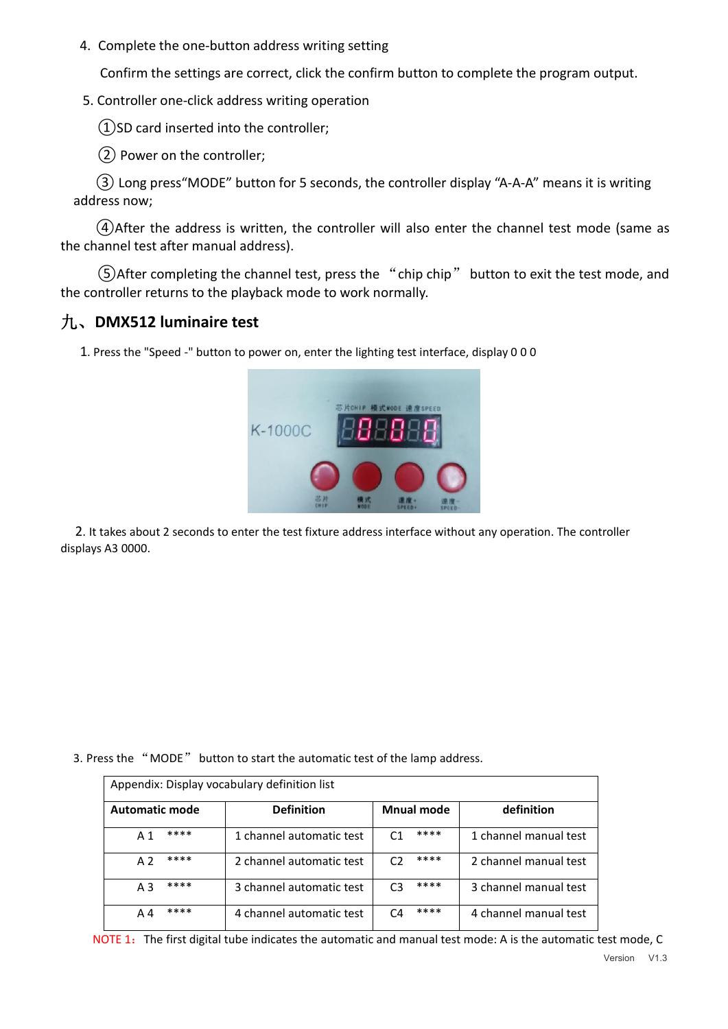4. Complete the one-button address writing setting

Confirm the settings are correct, click the confirm button to complete the program output.

5. Controller one-click address writing operation

①SD card inserted into the controller;

② Power on the controller;

③ Long press“MODE” button for 5 seconds, the controller display “A-A-A” means it is writing address now;

④After the address is written, the controller will also enter the channel test mode (same as the channel test after manual address).

⑤After completing the channel test, press the “chip chip” button to exit the test mode, and the controller returns to the playback mode to work normally.

## 九、DMX512 luminaire test

1. Press the "Speed -" button to power on, enter the lighting test interface, display 0 0 0

2. It takes about 2 seconds to enter the test fixture address interface without any operation. The controller displays A3 0000.

3. Press the “MODE” button to start the automatic test of the lamp address.

| Appendix: Display vocabulary definition list | | | |
|---|---|---|---|
| **Automatic mode** | **Definition** | **Mnual mode** | **definition** |
| A 1 **** | 1 channel automatic test | C1 **** | 1 channel manual test |
| A 2 **** | 2 channel automatic test | C2 **** | 2 channel manual test |
| A 3 **** | 3 channel automatic test | C3 **** | 3 channel manual test |
| A 4 **** | 4 channel automatic test | C4 **** | 4 channel manual test |

NOTE 1：The first digital tube indicates the automatic and manual test mode: A is the automatic test mode, C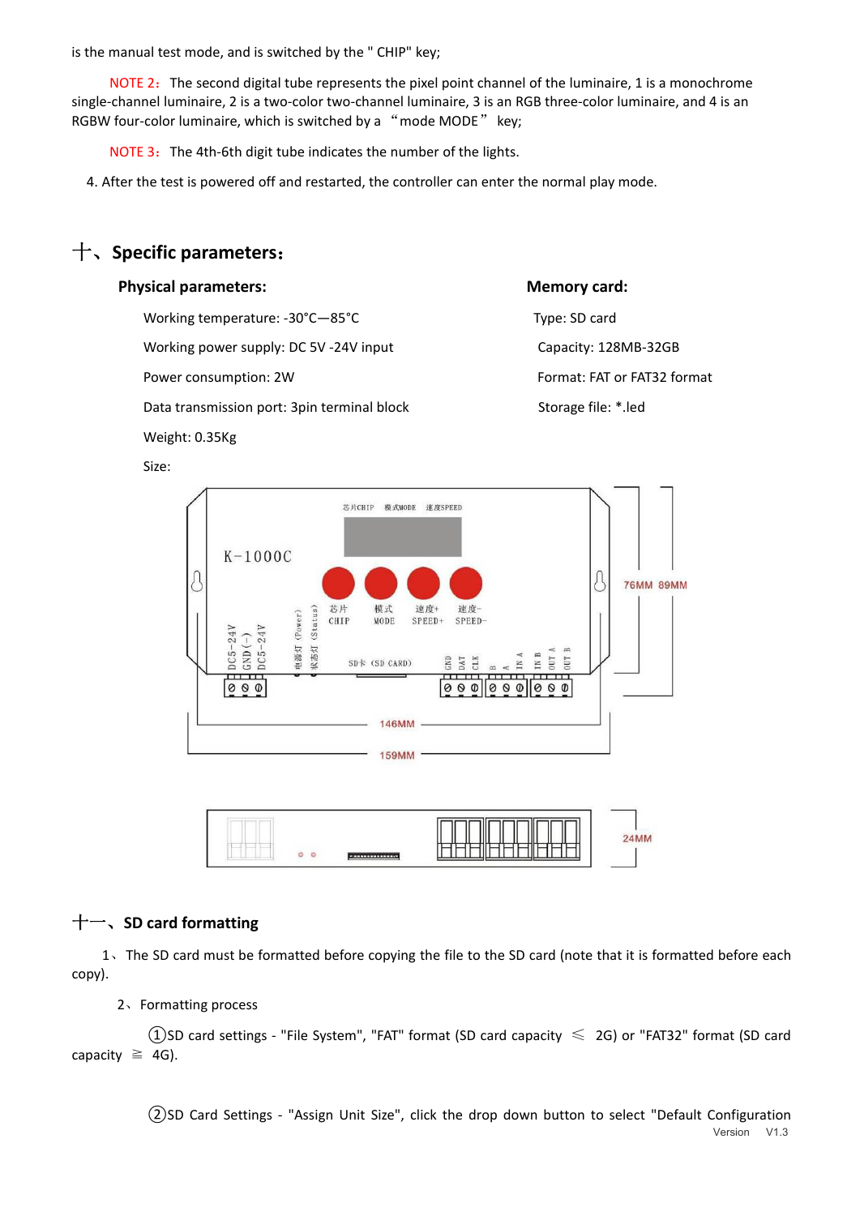is the manual test mode, and is switched by the " CHIP" key;

NOTE 2: The second digital tube represents the pixel point channel of the luminaire, 1 is a monochrome single-channel luminaire, 2 is a two-color two-channel luminaire, 3 is an RGB three-color luminaire, and 4 is an RGBW four-color luminaire, which is switched by a "mode MODE" key;

NOTE 3: The 4th-6th digit tube indicates the number of the lights.

4. After the test is powered off and restarted, the controller can enter the normal play mode.

## 十、Specific parameters:

**Physical parameters:**

Working temperature: -30°C—85°C

Working power supply: DC 5V -24V input

Power consumption: 2W

Data transmission port: 3pin terminal block

Weight: 0.35Kg

Size:

**Memory card:**

Type: SD card

Capacity: 128MB-32GB

Format: FAT or FAT32 format

Storage file: *.led

芯片CHIP 模式MODE 速度SPEED

K-1000C

芯片 CHIP 模式 MODE 速度+ SPEED+ 速度- SPEED-

DC5-24V GND(-) DC5-24V 电源灯(Power) 状态灯(Status) SD卡 (SD CARD) GND DAT CLK B A IN A IN B OUT A OUT B

76MM 89MM

146MM

159MM

24MM

## 十一、SD card formatting

1、The SD card must be formatted before copying the file to the SD card (note that it is formatted before each copy).

2、Formatting process

①SD card settings - "File System", "FAT" format (SD card capacity ≤ 2G) or "FAT32" format (SD card capacity ≧ 4G).

②SD Card Settings - "Assign Unit Size", click the drop down button to select "Default Configuration

Version V1.3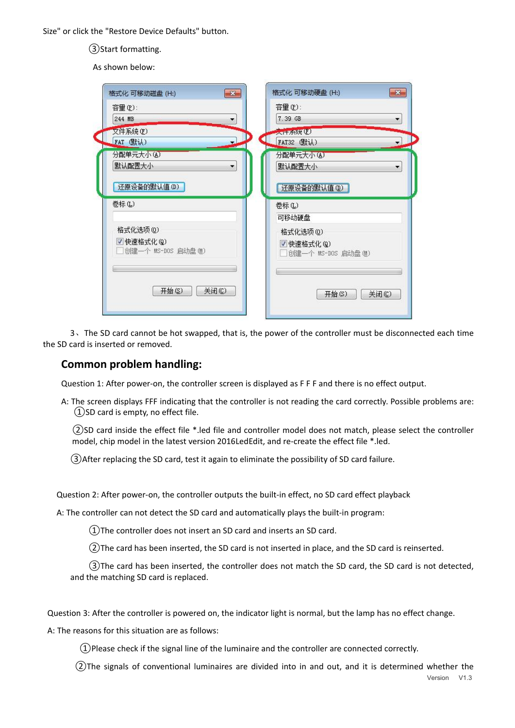Size" or click the "Restore Device Defaults" button.

③Start formatting.

As shown below:

3、 The SD card cannot be hot swapped, that is, the power of the controller must be disconnected each time the SD card is inserted or removed.

## Common problem handling:

Question 1: After power-on, the controller screen is displayed as F F F and there is no effect output.

A: The screen displays FFF indicating that the controller is not reading the card correctly. Possible problems are:
①SD card is empty, no effect file.

②SD card inside the effect file *.led file and controller model does not match, please select the controller model, chip model in the latest version 2016LedEdit, and re-create the effect file *.led.

③After replacing the SD card, test it again to eliminate the possibility of SD card failure.

Question 2: After power-on, the controller outputs the built-in effect, no SD card effect playback

A: The controller can not detect the SD card and automatically plays the built-in program:

①The controller does not insert an SD card and inserts an SD card.

②The card has been inserted, the SD card is not inserted in place, and the SD card is reinserted.

③The card has been inserted, the controller does not match the SD card, the SD card is not detected, and the matching SD card is replaced.

Question 3: After the controller is powered on, the indicator light is normal, but the lamp has no effect change.

A: The reasons for this situation are as follows:

①Please check if the signal line of the luminaire and the controller are connected correctly.

②The signals of conventional luminaires are divided into in and out, and it is determined whether the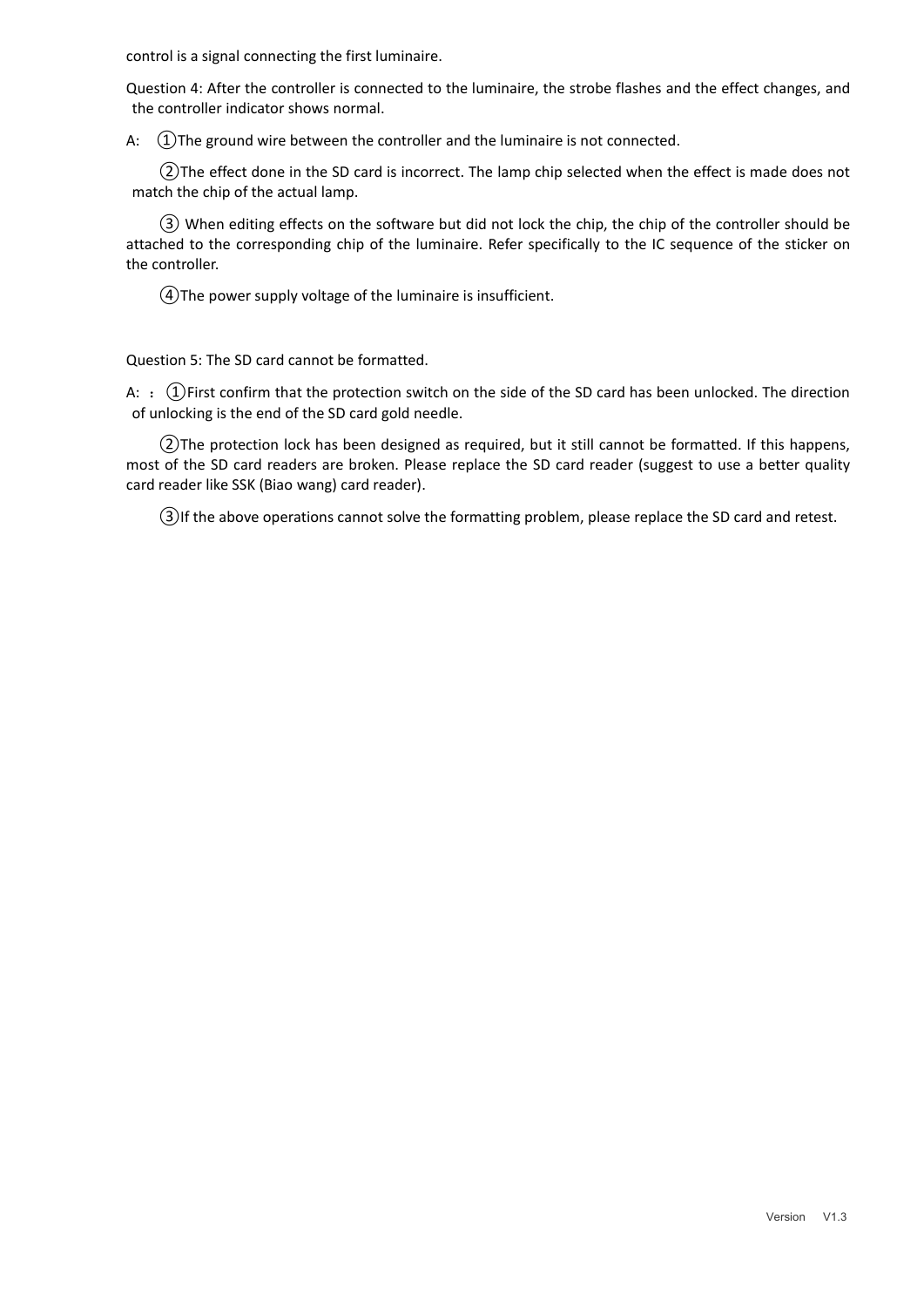control is a signal connecting the first luminaire.

Question 4: After the controller is connected to the luminaire, the strobe flashes and the effect changes, and the controller indicator shows normal.

A: ①The ground wire between the controller and the luminaire is not connected.

②The effect done in the SD card is incorrect. The lamp chip selected when the effect is made does not match the chip of the actual lamp.

③ When editing effects on the software but did not lock the chip, the chip of the controller should be attached to the corresponding chip of the luminaire. Refer specifically to the IC sequence of the sticker on the controller.

④The power supply voltage of the luminaire is insufficient.

Question 5: The SD card cannot be formatted.

A: ： ①First confirm that the protection switch on the side of the SD card has been unlocked. The direction of unlocking is the end of the SD card gold needle.

②The protection lock has been designed as required, but it still cannot be formatted. If this happens, most of the SD card readers are broken. Please replace the SD card reader (suggest to use a better quality card reader like SSK (Biao wang) card reader).

③If the above operations cannot solve the formatting problem, please replace the SD card and retest.